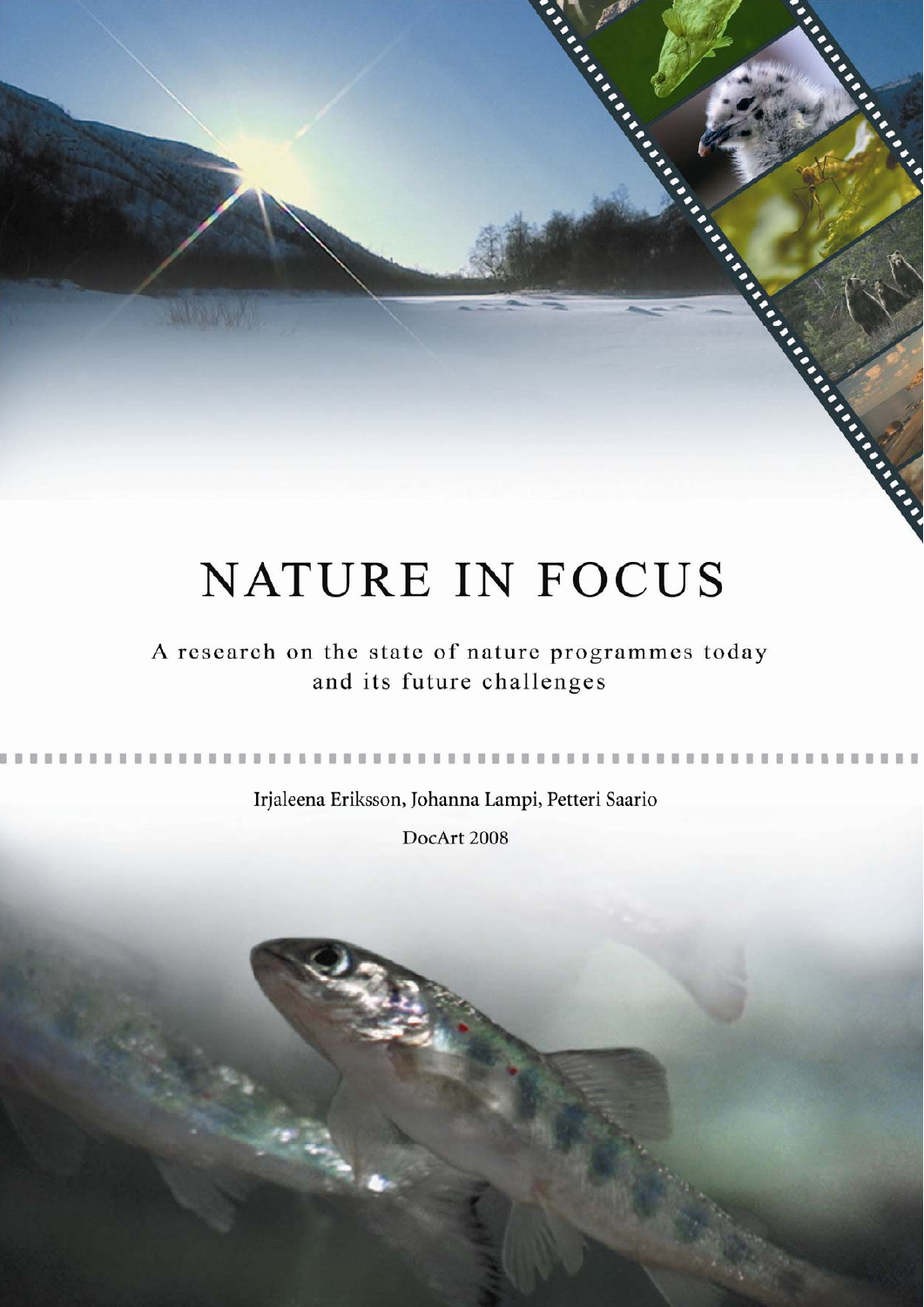# NATURE IN FOCUS

A research on the state of nature programmes today and its future challenges

Irjaleena Eriksson, Johanna Lampi, Petteri Saario

DocArt 2008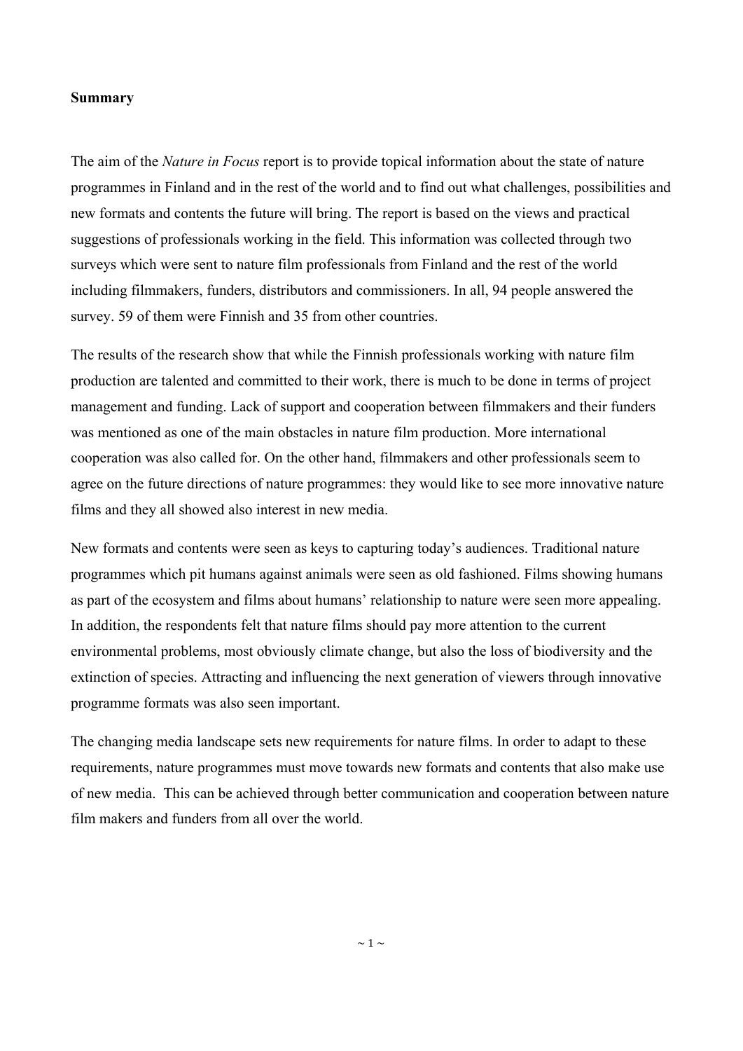**Summary**

The aim of the *Nature in Focus* report is to provide topical information about the state of nature programmes in Finland and in the rest of the world and to find out what challenges, possibilities and new formats and contents the future will bring. The report is based on the views and practical suggestions of professionals working in the field. This information was collected through two surveys which were sent to nature film professionals from Finland and the rest of the world including filmmakers, funders, distributors and commissioners. In all, 94 people answered the survey. 59 of them were Finnish and 35 from other countries.

The results of the research show that while the Finnish professionals working with nature film production are talented and committed to their work, there is much to be done in terms of project management and funding. Lack of support and cooperation between filmmakers and their funders was mentioned as one of the main obstacles in nature film production. More international cooperation was also called for. On the other hand, filmmakers and other professionals seem to agree on the future directions of nature programmes: they would like to see more innovative nature films and they all showed also interest in new media.

New formats and contents were seen as keys to capturing today's audiences. Traditional nature programmes which pit humans against animals were seen as old fashioned. Films showing humans as part of the ecosystem and films about humans' relationship to nature were seen more appealing. In addition, the respondents felt that nature films should pay more attention to the current environmental problems, most obviously climate change, but also the loss of biodiversity and the extinction of species. Attracting and influencing the next generation of viewers through innovative programme formats was also seen important.

The changing media landscape sets new requirements for nature films. In order to adapt to these requirements, nature programmes must move towards new formats and contents that also make use of new media. This can be achieved through better communication and cooperation between nature film makers and funders from all over the world.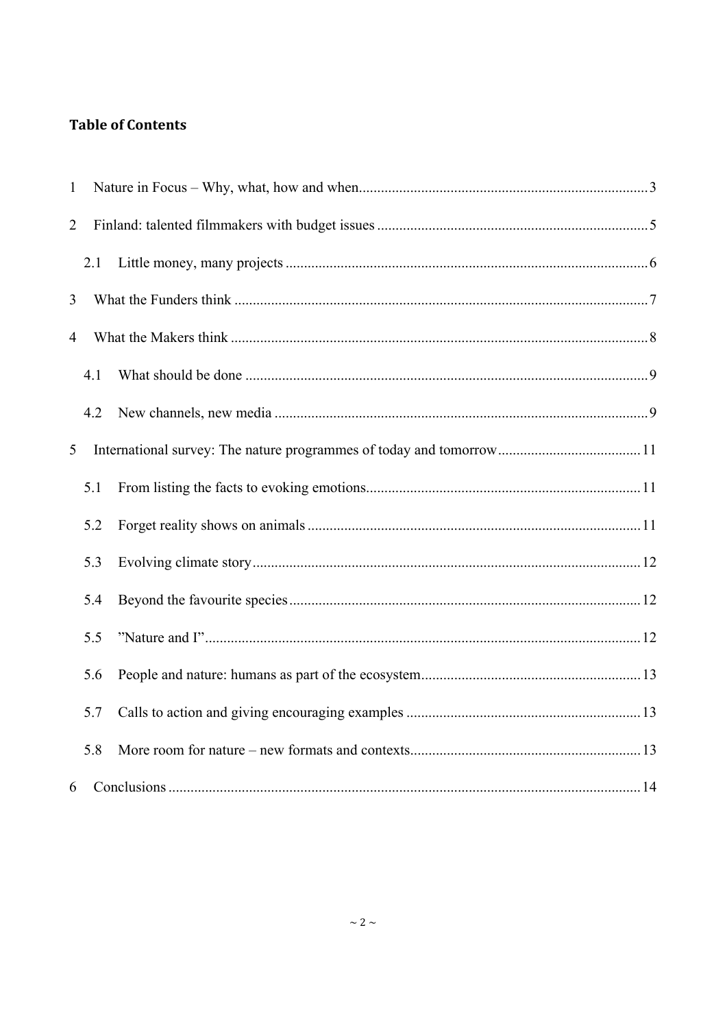## Table of Contents

1 Nature in Focus – Why, what, how and when .......... 3

2 Finland: talented filmmakers with budget issues .......... 5

2.1 Little money, many projects .......... 6

3 What the Funders think .......... 7

4 What the Makers think .......... 8

4.1 What should be done .......... 9

4.2 New channels, new media .......... 9

5 International survey: The nature programmes of today and tomorrow .......... 11

5.1 From listing the facts to evoking emotions .......... 11

5.2 Forget reality shows on animals .......... 11

5.3 Evolving climate story .......... 12

5.4 Beyond the favourite species .......... 12

5.5 ”Nature and I” .......... 12

5.6 People and nature: humans as part of the ecosystem .......... 13

5.7 Calls to action and giving encouraging examples .......... 13

5.8 More room for nature – new formats and contexts .......... 13

6 Conclusions .......... 14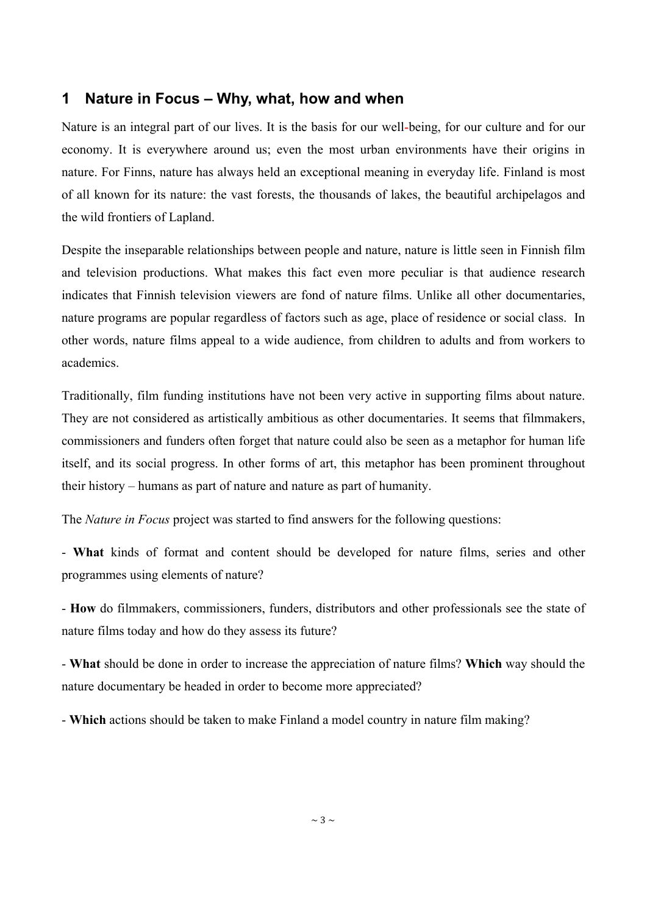## 1 Nature in Focus – Why, what, how and when

Nature is an integral part of our lives. It is the basis for our well-being, for our culture and for our economy. It is everywhere around us; even the most urban environments have their origins in nature. For Finns, nature has always held an exceptional meaning in everyday life. Finland is most of all known for its nature: the vast forests, the thousands of lakes, the beautiful archipelagos and the wild frontiers of Lapland.

Despite the inseparable relationships between people and nature, nature is little seen in Finnish film and television productions. What makes this fact even more peculiar is that audience research indicates that Finnish television viewers are fond of nature films. Unlike all other documentaries, nature programs are popular regardless of factors such as age, place of residence or social class. In other words, nature films appeal to a wide audience, from children to adults and from workers to academics.

Traditionally, film funding institutions have not been very active in supporting films about nature. They are not considered as artistically ambitious as other documentaries. It seems that filmmakers, commissioners and funders often forget that nature could also be seen as a metaphor for human life itself, and its social progress. In other forms of art, this metaphor has been prominent throughout their history – humans as part of nature and nature as part of humanity.

The *Nature in Focus* project was started to find answers for the following questions:

- **What** kinds of format and content should be developed for nature films, series and other programmes using elements of nature?

- **How** do filmmakers, commissioners, funders, distributors and other professionals see the state of nature films today and how do they assess its future?

- **What** should be done in order to increase the appreciation of nature films? **Which** way should the nature documentary be headed in order to become more appreciated?

- **Which** actions should be taken to make Finland a model country in nature film making?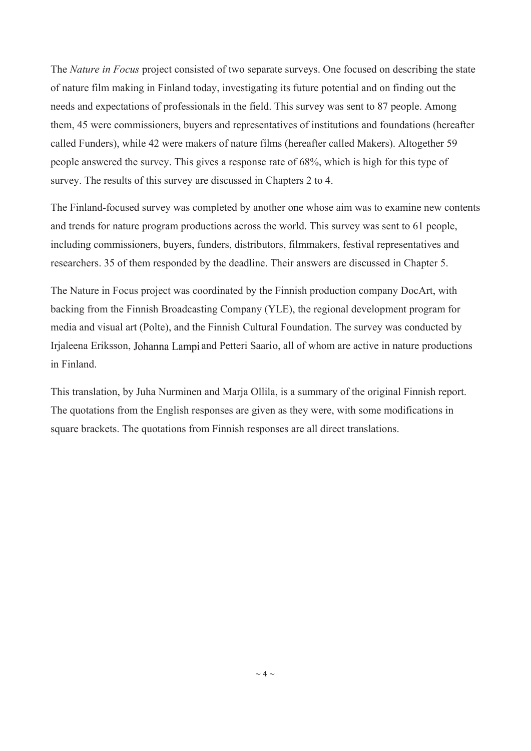The *Nature in Focus* project consisted of two separate surveys. One focused on describing the state of nature film making in Finland today, investigating its future potential and on finding out the needs and expectations of professionals in the field. This survey was sent to 87 people. Among them, 45 were commissioners, buyers and representatives of institutions and foundations (hereafter called Funders), while 42 were makers of nature films (hereafter called Makers). Altogether 59 people answered the survey. This gives a response rate of 68%, which is high for this type of survey. The results of this survey are discussed in Chapters 2 to 4.

The Finland-focused survey was completed by another one whose aim was to examine new contents and trends for nature program productions across the world. This survey was sent to 61 people, including commissioners, buyers, funders, distributors, filmmakers, festival representatives and researchers. 35 of them responded by the deadline. Their answers are discussed in Chapter 5.

The Nature in Focus project was coordinated by the Finnish production company DocArt, with backing from the Finnish Broadcasting Company (YLE), the regional development program for media and visual art (Polte), and the Finnish Cultural Foundation. The survey was conducted by Irjaleena Eriksson, Johanna Lampi and Petteri Saario, all of whom are active in nature productions in Finland.

This translation, by Juha Nurminen and Marja Ollila, is a summary of the original Finnish report. The quotations from the English responses are given as they were, with some modifications in square brackets. The quotations from Finnish responses are all direct translations.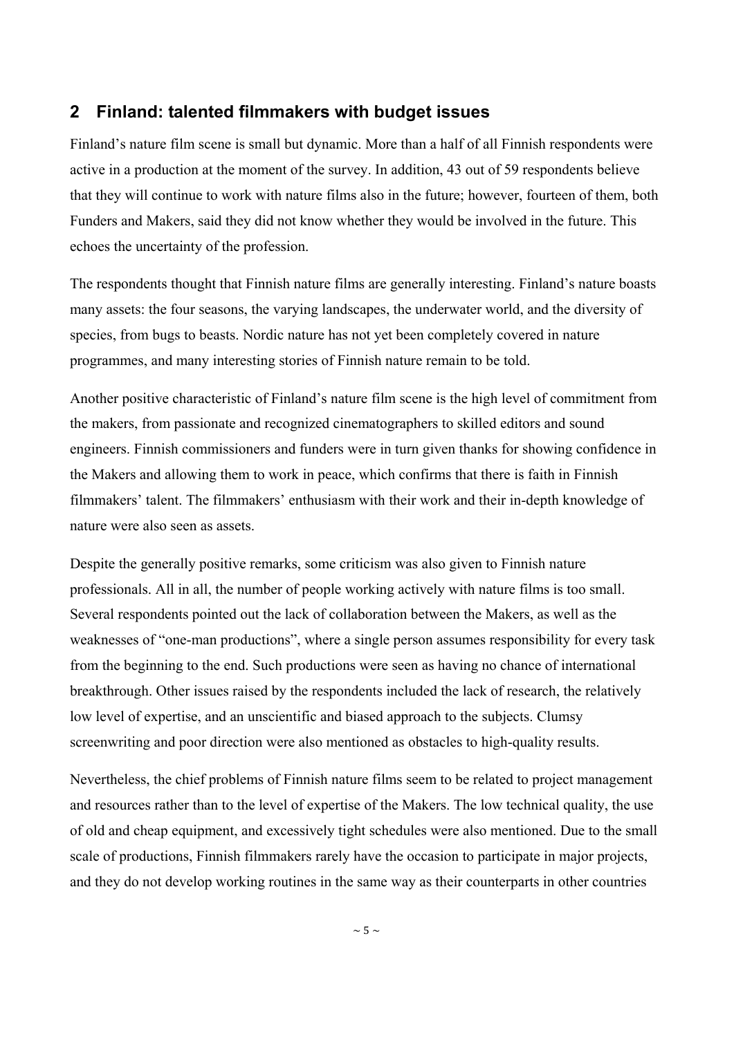## 2 Finland: talented filmmakers with budget issues

Finland's nature film scene is small but dynamic. More than a half of all Finnish respondents were active in a production at the moment of the survey. In addition, 43 out of 59 respondents believe that they will continue to work with nature films also in the future; however, fourteen of them, both Funders and Makers, said they did not know whether they would be involved in the future. This echoes the uncertainty of the profession.

The respondents thought that Finnish nature films are generally interesting. Finland's nature boasts many assets: the four seasons, the varying landscapes, the underwater world, and the diversity of species, from bugs to beasts. Nordic nature has not yet been completely covered in nature programmes, and many interesting stories of Finnish nature remain to be told.

Another positive characteristic of Finland's nature film scene is the high level of commitment from the makers, from passionate and recognized cinematographers to skilled editors and sound engineers. Finnish commissioners and funders were in turn given thanks for showing confidence in the Makers and allowing them to work in peace, which confirms that there is faith in Finnish filmmakers' talent. The filmmakers' enthusiasm with their work and their in-depth knowledge of nature were also seen as assets.

Despite the generally positive remarks, some criticism was also given to Finnish nature professionals. All in all, the number of people working actively with nature films is too small. Several respondents pointed out the lack of collaboration between the Makers, as well as the weaknesses of "one-man productions", where a single person assumes responsibility for every task from the beginning to the end. Such productions were seen as having no chance of international breakthrough. Other issues raised by the respondents included the lack of research, the relatively low level of expertise, and an unscientific and biased approach to the subjects. Clumsy screenwriting and poor direction were also mentioned as obstacles to high-quality results.

Nevertheless, the chief problems of Finnish nature films seem to be related to project management and resources rather than to the level of expertise of the Makers. The low technical quality, the use of old and cheap equipment, and excessively tight schedules were also mentioned. Due to the small scale of productions, Finnish filmmakers rarely have the occasion to participate in major projects, and they do not develop working routines in the same way as their counterparts in other countries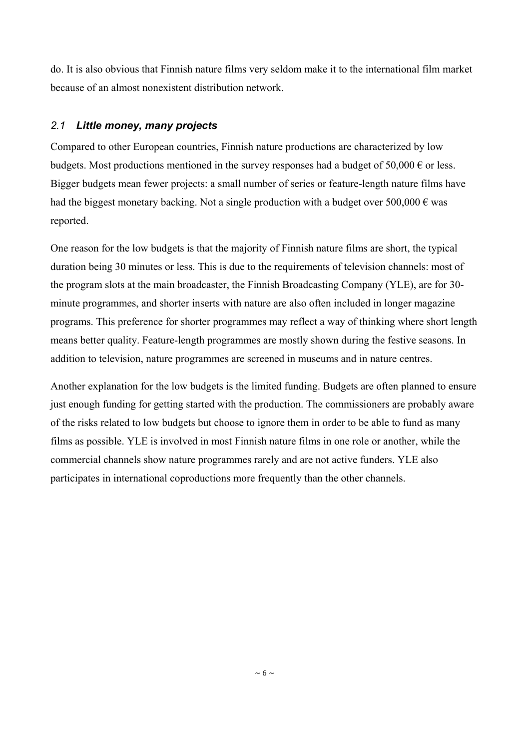do. It is also obvious that Finnish nature films very seldom make it to the international film market because of an almost nonexistent distribution network.

## *2.1 Little money, many projects*

Compared to other European countries, Finnish nature productions are characterized by low budgets. Most productions mentioned in the survey responses had a budget of 50,000 € or less. Bigger budgets mean fewer projects: a small number of series or feature-length nature films have had the biggest monetary backing. Not a single production with a budget over 500,000 € was reported.

One reason for the low budgets is that the majority of Finnish nature films are short, the typical duration being 30 minutes or less. This is due to the requirements of television channels: most of the program slots at the main broadcaster, the Finnish Broadcasting Company (YLE), are for 30-minute programmes, and shorter inserts with nature are also often included in longer magazine programs. This preference for shorter programmes may reflect a way of thinking where short length means better quality. Feature-length programmes are mostly shown during the festive seasons. In addition to television, nature programmes are screened in museums and in nature centres.

Another explanation for the low budgets is the limited funding. Budgets are often planned to ensure just enough funding for getting started with the production. The commissioners are probably aware of the risks related to low budgets but choose to ignore them in order to be able to fund as many films as possible. YLE is involved in most Finnish nature films in one role or another, while the commercial channels show nature programmes rarely and are not active funders. YLE also participates in international coproductions more frequently than the other channels.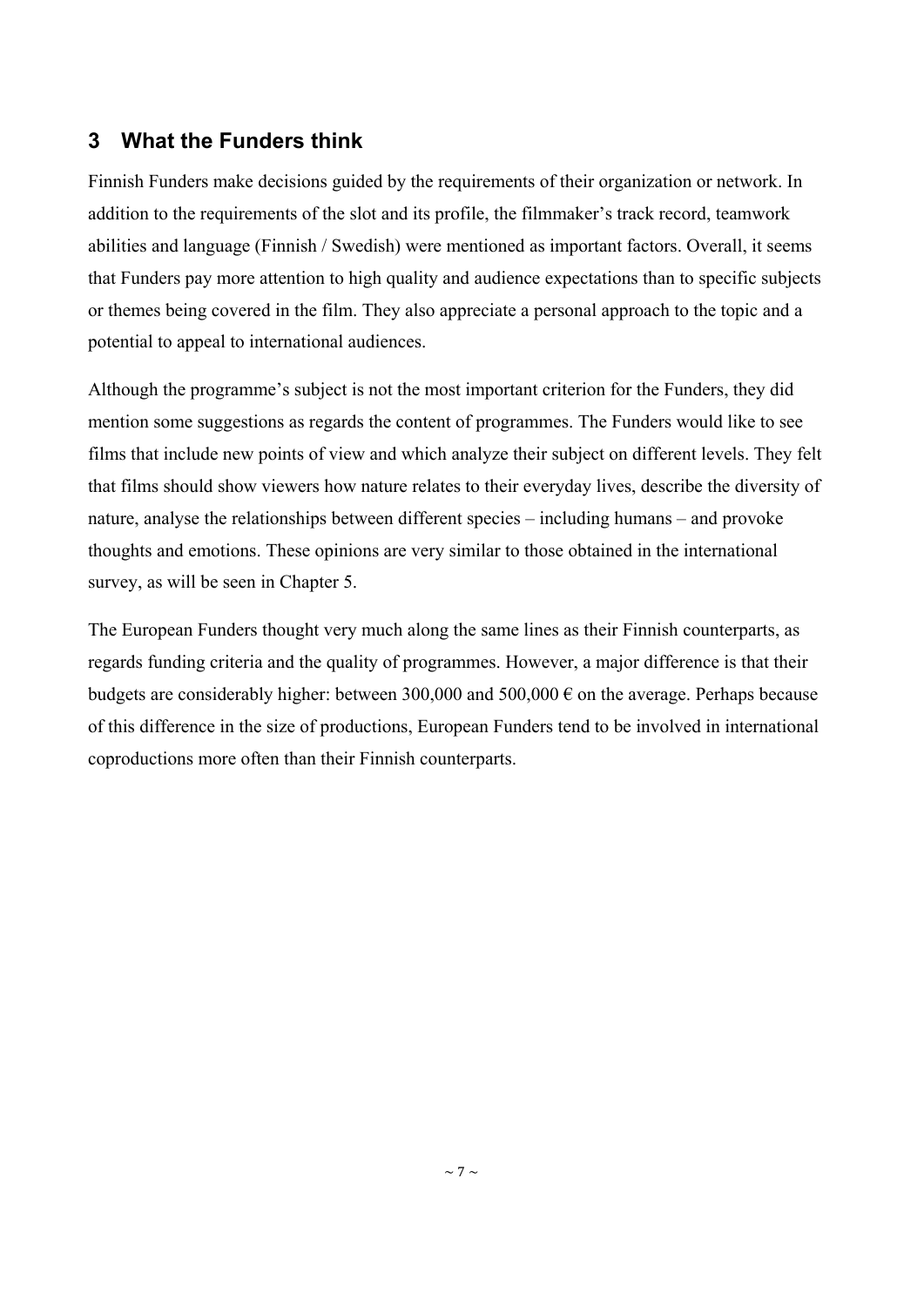## 3 What the Funders think

Finnish Funders make decisions guided by the requirements of their organization or network. In addition to the requirements of the slot and its profile, the filmmaker's track record, teamwork abilities and language (Finnish / Swedish) were mentioned as important factors. Overall, it seems that Funders pay more attention to high quality and audience expectations than to specific subjects or themes being covered in the film. They also appreciate a personal approach to the topic and a potential to appeal to international audiences.

Although the programme's subject is not the most important criterion for the Funders, they did mention some suggestions as regards the content of programmes. The Funders would like to see films that include new points of view and which analyze their subject on different levels. They felt that films should show viewers how nature relates to their everyday lives, describe the diversity of nature, analyse the relationships between different species – including humans – and provoke thoughts and emotions. These opinions are very similar to those obtained in the international survey, as will be seen in Chapter 5.

The European Funders thought very much along the same lines as their Finnish counterparts, as regards funding criteria and the quality of programmes. However, a major difference is that their budgets are considerably higher: between 300,000 and 500,000 € on the average. Perhaps because of this difference in the size of productions, European Funders tend to be involved in international coproductions more often than their Finnish counterparts.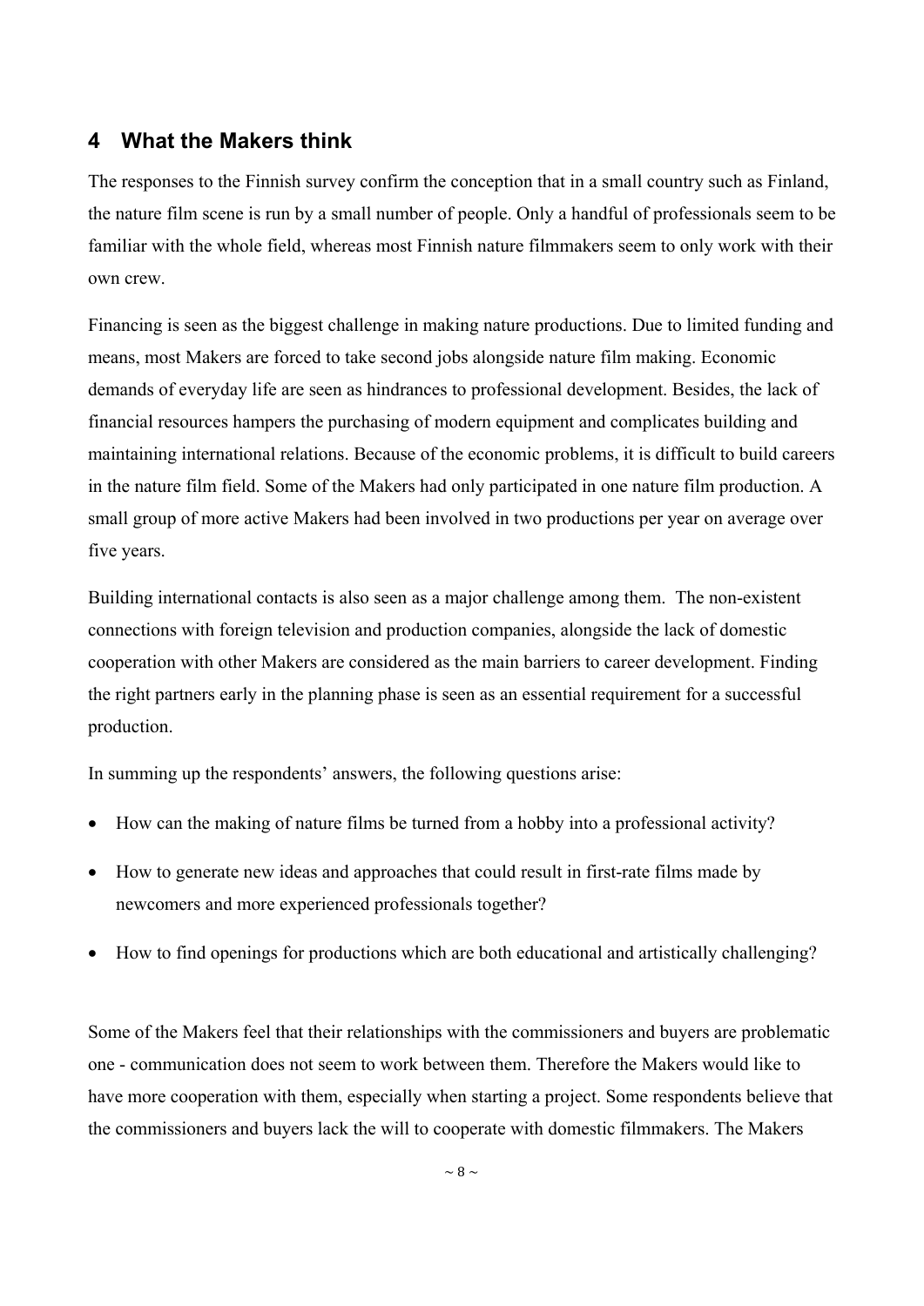## 4 What the Makers think

The responses to the Finnish survey confirm the conception that in a small country such as Finland, the nature film scene is run by a small number of people. Only a handful of professionals seem to be familiar with the whole field, whereas most Finnish nature filmmakers seem to only work with their own crew.

Financing is seen as the biggest challenge in making nature productions. Due to limited funding and means, most Makers are forced to take second jobs alongside nature film making. Economic demands of everyday life are seen as hindrances to professional development. Besides, the lack of financial resources hampers the purchasing of modern equipment and complicates building and maintaining international relations. Because of the economic problems, it is difficult to build careers in the nature film field. Some of the Makers had only participated in one nature film production. A small group of more active Makers had been involved in two productions per year on average over five years.

Building international contacts is also seen as a major challenge among them. The non-existent connections with foreign television and production companies, alongside the lack of domestic cooperation with other Makers are considered as the main barriers to career development. Finding the right partners early in the planning phase is seen as an essential requirement for a successful production.

In summing up the respondents' answers, the following questions arise:

- How can the making of nature films be turned from a hobby into a professional activity?
- How to generate new ideas and approaches that could result in first-rate films made by newcomers and more experienced professionals together?
- How to find openings for productions which are both educational and artistically challenging?

Some of the Makers feel that their relationships with the commissioners and buyers are problematic one - communication does not seem to work between them. Therefore the Makers would like to have more cooperation with them, especially when starting a project. Some respondents believe that the commissioners and buyers lack the will to cooperate with domestic filmmakers. The Makers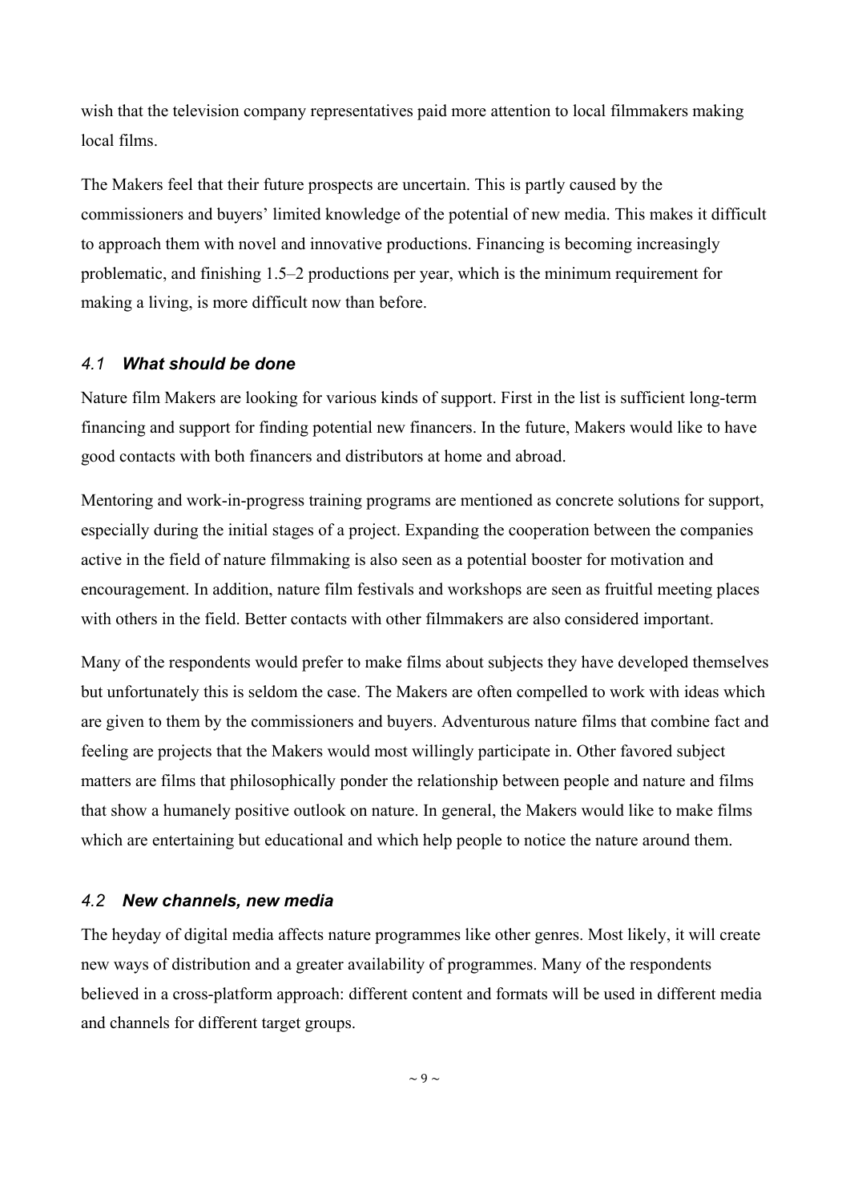wish that the television company representatives paid more attention to local filmmakers making local films.

The Makers feel that their future prospects are uncertain. This is partly caused by the commissioners and buyers' limited knowledge of the potential of new media. This makes it difficult to approach them with novel and innovative productions. Financing is becoming increasingly problematic, and finishing 1.5–2 productions per year, which is the minimum requirement for making a living, is more difficult now than before.

### *4.1 What should be done*

Nature film Makers are looking for various kinds of support. First in the list is sufficient long-term financing and support for finding potential new financers. In the future, Makers would like to have good contacts with both financers and distributors at home and abroad.

Mentoring and work-in-progress training programs are mentioned as concrete solutions for support, especially during the initial stages of a project. Expanding the cooperation between the companies active in the field of nature filmmaking is also seen as a potential booster for motivation and encouragement. In addition, nature film festivals and workshops are seen as fruitful meeting places with others in the field. Better contacts with other filmmakers are also considered important.

Many of the respondents would prefer to make films about subjects they have developed themselves but unfortunately this is seldom the case. The Makers are often compelled to work with ideas which are given to them by the commissioners and buyers. Adventurous nature films that combine fact and feeling are projects that the Makers would most willingly participate in. Other favored subject matters are films that philosophically ponder the relationship between people and nature and films that show a humanely positive outlook on nature. In general, the Makers would like to make films which are entertaining but educational and which help people to notice the nature around them.

### *4.2 New channels, new media*

The heyday of digital media affects nature programmes like other genres. Most likely, it will create new ways of distribution and a greater availability of programmes. Many of the respondents believed in a cross-platform approach: different content and formats will be used in different media and channels for different target groups.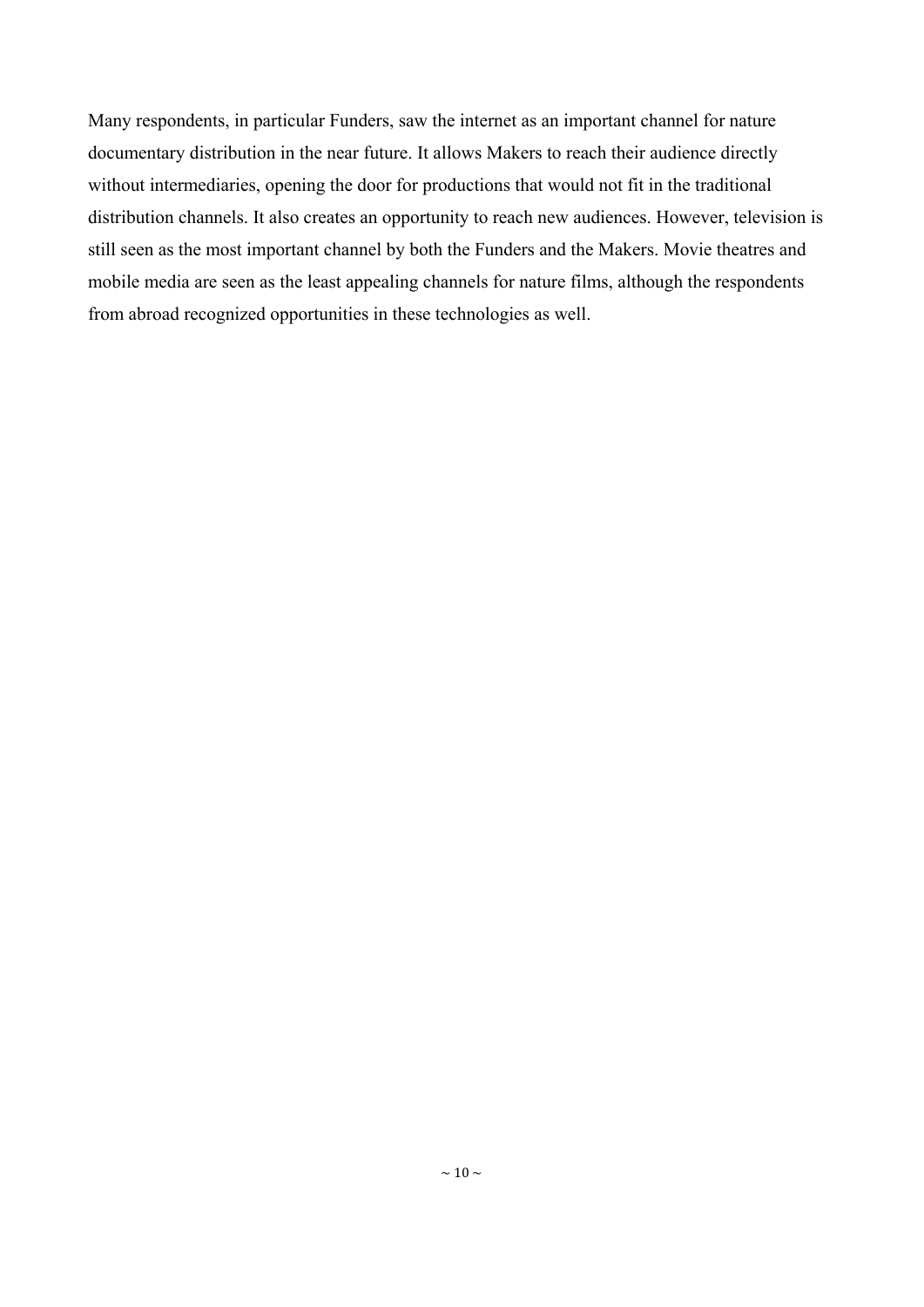Many respondents, in particular Funders, saw the internet as an important channel for nature documentary distribution in the near future. It allows Makers to reach their audience directly without intermediaries, opening the door for productions that would not fit in the traditional distribution channels. It also creates an opportunity to reach new audiences. However, television is still seen as the most important channel by both the Funders and the Makers. Movie theatres and mobile media are seen as the least appealing channels for nature films, although the respondents from abroad recognized opportunities in these technologies as well.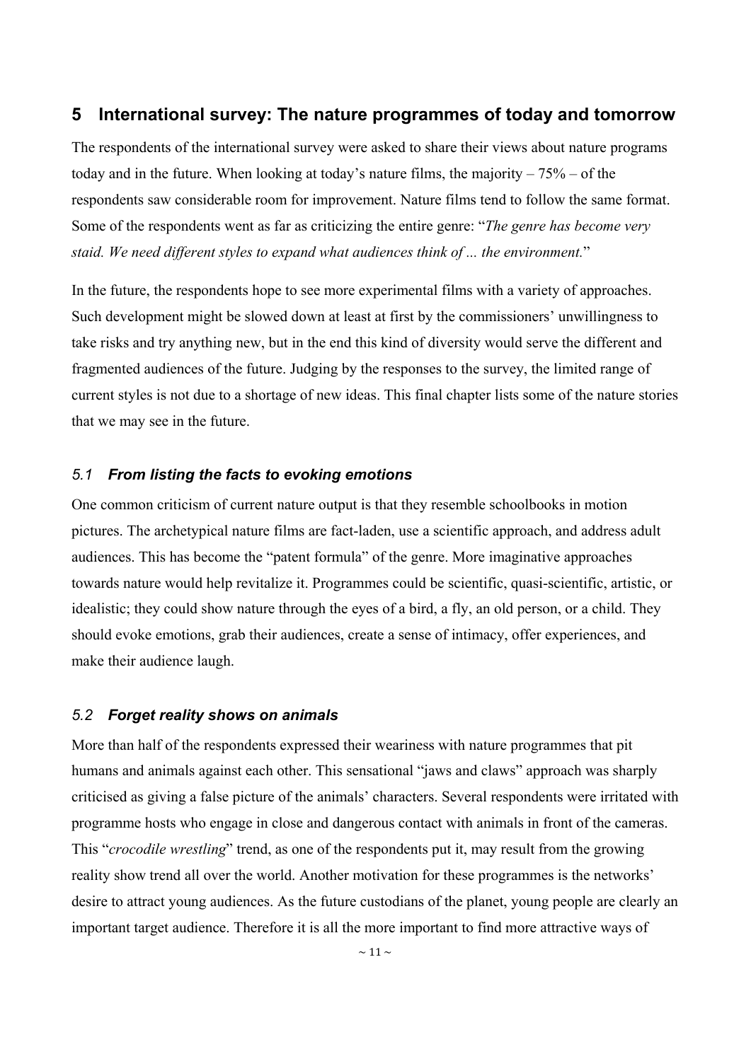## 5 International survey: The nature programmes of today and tomorrow

The respondents of the international survey were asked to share their views about nature programs today and in the future. When looking at today's nature films, the majority – 75% – of the respondents saw considerable room for improvement. Nature films tend to follow the same format. Some of the respondents went as far as criticizing the entire genre: "*The genre has become very staid. We need different styles to expand what audiences think of ... the environment.*"

In the future, the respondents hope to see more experimental films with a variety of approaches. Such development might be slowed down at least at first by the commissioners' unwillingness to take risks and try anything new, but in the end this kind of diversity would serve the different and fragmented audiences of the future. Judging by the responses to the survey, the limited range of current styles is not due to a shortage of new ideas. This final chapter lists some of the nature stories that we may see in the future.

### *5.1 From listing the facts to evoking emotions*

One common criticism of current nature output is that they resemble schoolbooks in motion pictures. The archetypical nature films are fact-laden, use a scientific approach, and address adult audiences. This has become the "patent formula" of the genre. More imaginative approaches towards nature would help revitalize it. Programmes could be scientific, quasi-scientific, artistic, or idealistic; they could show nature through the eyes of a bird, a fly, an old person, or a child. They should evoke emotions, grab their audiences, create a sense of intimacy, offer experiences, and make their audience laugh.

### *5.2 Forget reality shows on animals*

More than half of the respondents expressed their weariness with nature programmes that pit humans and animals against each other. This sensational "jaws and claws" approach was sharply criticised as giving a false picture of the animals' characters. Several respondents were irritated with programme hosts who engage in close and dangerous contact with animals in front of the cameras. This "*crocodile wrestling*" trend, as one of the respondents put it, may result from the growing reality show trend all over the world. Another motivation for these programmes is the networks' desire to attract young audiences. As the future custodians of the planet, young people are clearly an important target audience. Therefore it is all the more important to find more attractive ways of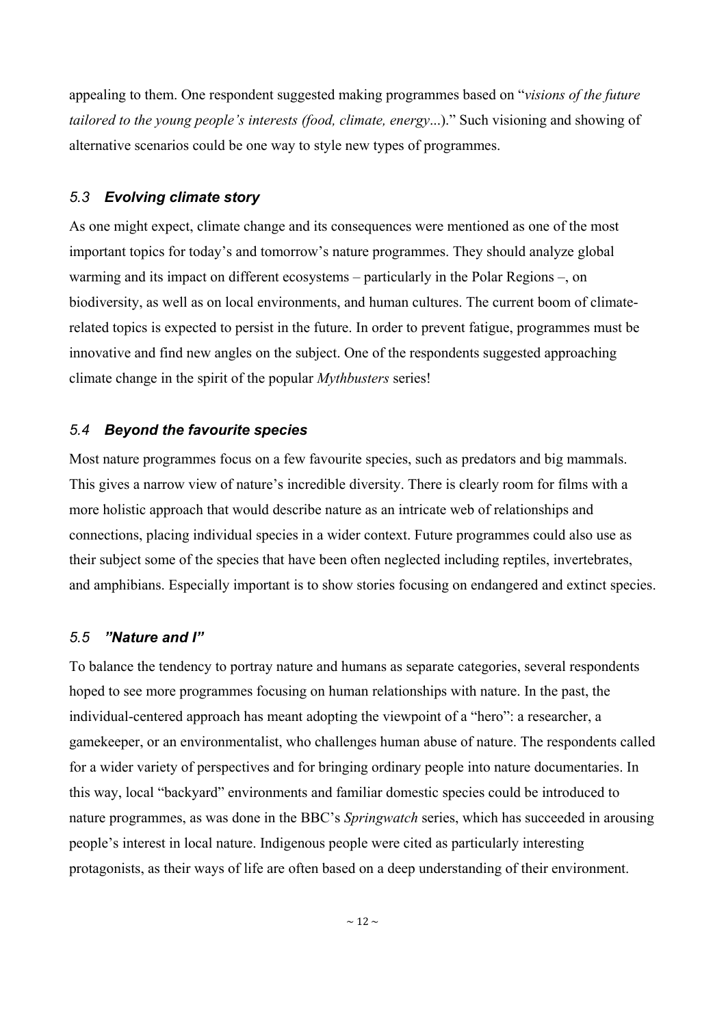appealing to them. One respondent suggested making programmes based on "*visions of the future tailored to the young people's interests (food, climate, energy...*)." Such visioning and showing of alternative scenarios could be one way to style new types of programmes.

### *5.3 Evolving climate story*

As one might expect, climate change and its consequences were mentioned as one of the most important topics for today's and tomorrow's nature programmes. They should analyze global warming and its impact on different ecosystems – particularly in the Polar Regions –, on biodiversity, as well as on local environments, and human cultures. The current boom of climate-related topics is expected to persist in the future. In order to prevent fatigue, programmes must be innovative and find new angles on the subject. One of the respondents suggested approaching climate change in the spirit of the popular *Mythbusters* series!

### *5.4 Beyond the favourite species*

Most nature programmes focus on a few favourite species, such as predators and big mammals. This gives a narrow view of nature's incredible diversity. There is clearly room for films with a more holistic approach that would describe nature as an intricate web of relationships and connections, placing individual species in a wider context. Future programmes could also use as their subject some of the species that have been often neglected including reptiles, invertebrates, and amphibians. Especially important is to show stories focusing on endangered and extinct species.

### *5.5 "Nature and I"*

To balance the tendency to portray nature and humans as separate categories, several respondents hoped to see more programmes focusing on human relationships with nature. In the past, the individual-centered approach has meant adopting the viewpoint of a "hero": a researcher, a gamekeeper, or an environmentalist, who challenges human abuse of nature. The respondents called for a wider variety of perspectives and for bringing ordinary people into nature documentaries. In this way, local "backyard" environments and familiar domestic species could be introduced to nature programmes, as was done in the BBC's *Springwatch* series, which has succeeded in arousing people's interest in local nature. Indigenous people were cited as particularly interesting protagonists, as their ways of life are often based on a deep understanding of their environment.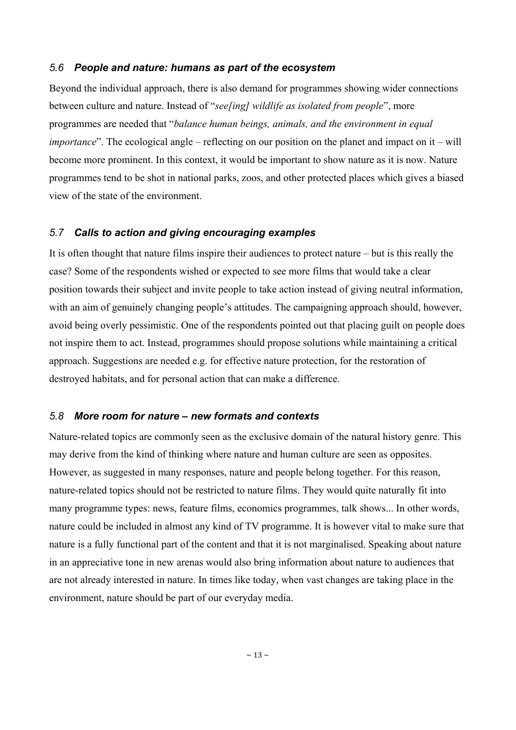### *5.6 People and nature: humans as part of the ecosystem*

Beyond the individual approach, there is also demand for programmes showing wider connections between culture and nature. Instead of "*see[ing] wildlife as isolated from people*", more programmes are needed that "*balance human beings, animals, and the environment in equal importance*". The ecological angle – reflecting on our position on the planet and impact on it – will become more prominent. In this context, it would be important to show nature as it is now. Nature programmes tend to be shot in national parks, zoos, and other protected places which gives a biased view of the state of the environment.

### *5.7 Calls to action and giving encouraging examples*

It is often thought that nature films inspire their audiences to protect nature – but is this really the case? Some of the respondents wished or expected to see more films that would take a clear position towards their subject and invite people to take action instead of giving neutral information, with an aim of genuinely changing people's attitudes. The campaigning approach should, however, avoid being overly pessimistic. One of the respondents pointed out that placing guilt on people does not inspire them to act. Instead, programmes should propose solutions while maintaining a critical approach. Suggestions are needed e.g. for effective nature protection, for the restoration of destroyed habitats, and for personal action that can make a difference.

### *5.8 More room for nature – new formats and contexts*

Nature-related topics are commonly seen as the exclusive domain of the natural history genre. This may derive from the kind of thinking where nature and human culture are seen as opposites. However, as suggested in many responses, nature and people belong together. For this reason, nature-related topics should not be restricted to nature films. They would quite naturally fit into many programme types: news, feature films, economics programmes, talk shows... In other words, nature could be included in almost any kind of TV programme. It is however vital to make sure that nature is a fully functional part of the content and that it is not marginalised. Speaking about nature in an appreciative tone in new arenas would also bring information about nature to audiences that are not already interested in nature. In times like today, when vast changes are taking place in the environment, nature should be part of our everyday media.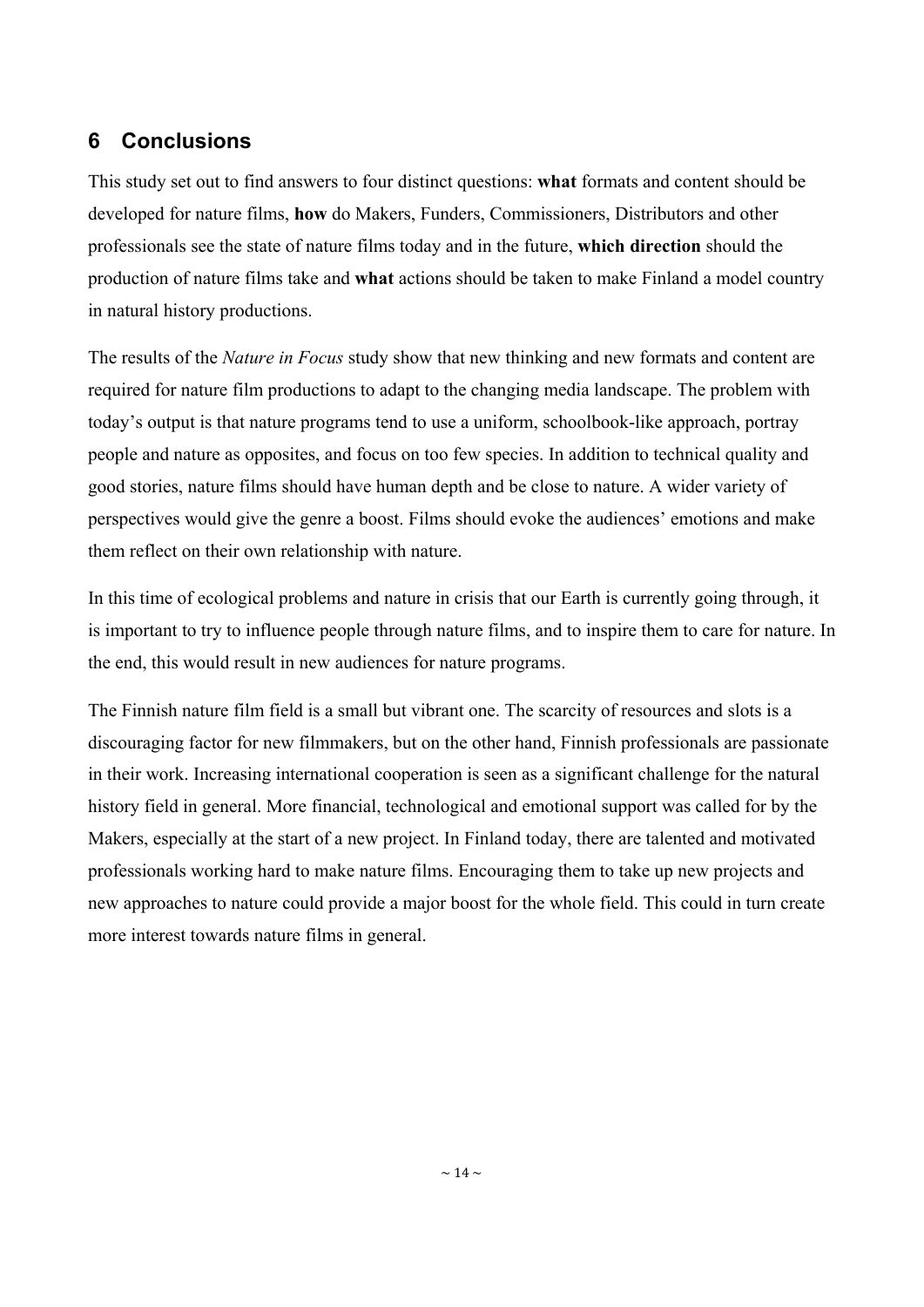## 6 Conclusions

This study set out to find answers to four distinct questions: **what** formats and content should be developed for nature films, **how** do Makers, Funders, Commissioners, Distributors and other professionals see the state of nature films today and in the future, **which direction** should the production of nature films take and **what** actions should be taken to make Finland a model country in natural history productions.

The results of the *Nature in Focus* study show that new thinking and new formats and content are required for nature film productions to adapt to the changing media landscape. The problem with today's output is that nature programs tend to use a uniform, schoolbook-like approach, portray people and nature as opposites, and focus on too few species. In addition to technical quality and good stories, nature films should have human depth and be close to nature. A wider variety of perspectives would give the genre a boost. Films should evoke the audiences' emotions and make them reflect on their own relationship with nature.

In this time of ecological problems and nature in crisis that our Earth is currently going through, it is important to try to influence people through nature films, and to inspire them to care for nature. In the end, this would result in new audiences for nature programs.

The Finnish nature film field is a small but vibrant one. The scarcity of resources and slots is a discouraging factor for new filmmakers, but on the other hand, Finnish professionals are passionate in their work. Increasing international cooperation is seen as a significant challenge for the natural history field in general. More financial, technological and emotional support was called for by the Makers, especially at the start of a new project. In Finland today, there are talented and motivated professionals working hard to make nature films. Encouraging them to take up new projects and new approaches to nature could provide a major boost for the whole field. This could in turn create more interest towards nature films in general.